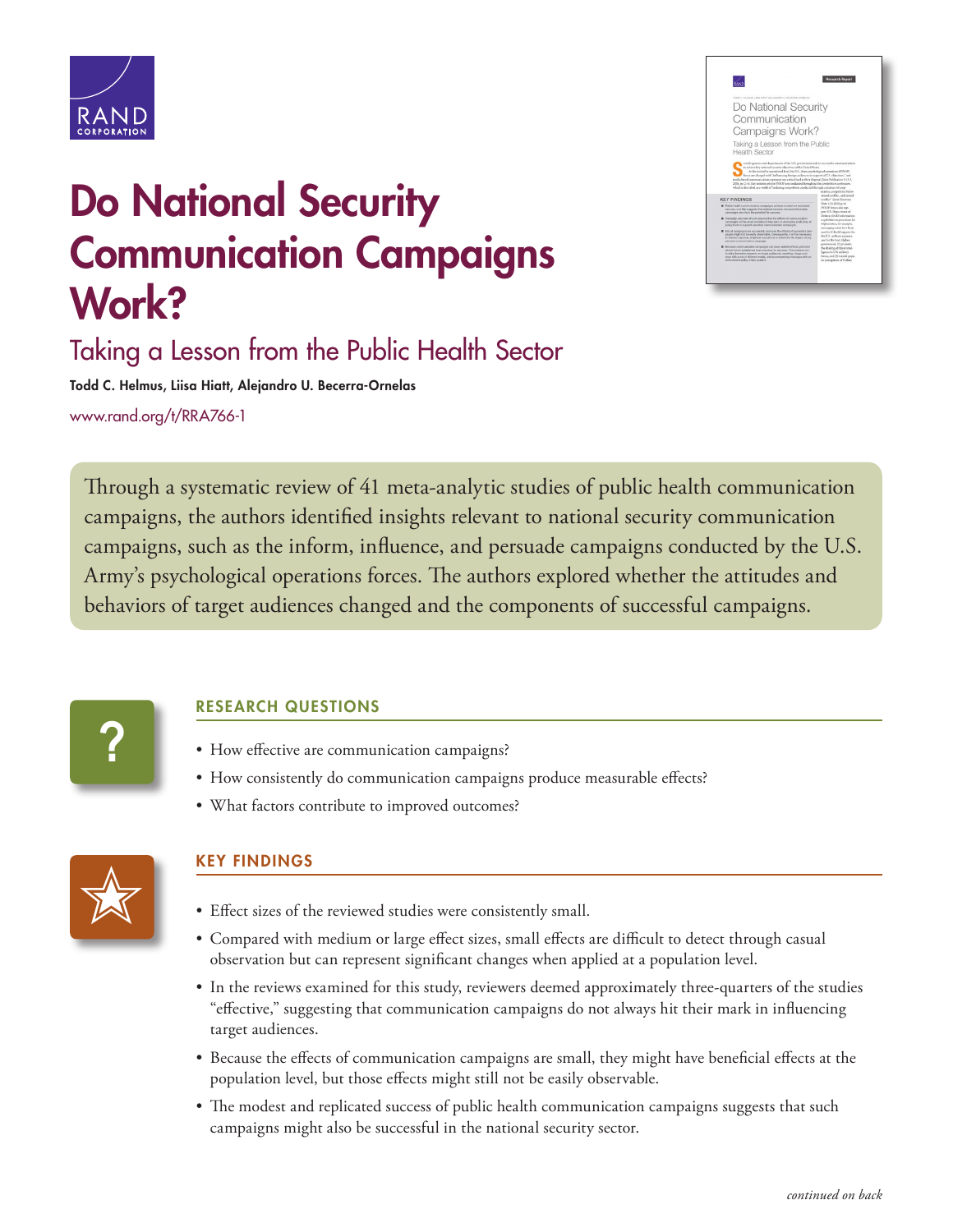# Do National Security Communication Campaigns Work?

## Taking a Lesson from the Public Health Sector

**Todd C. Helmus, Liisa Hiatt, Alejandro U. Becerra-Ornelas**

www.rand.org/t/RRA766-1

Through a systematic review of 41 meta-analytic studies of public health communication campaigns, the authors identified insights relevant to national security communication campaigns, such as the inform, influence, and persuade campaigns conducted by the U.S. Army's psychological operations forces. The authors explored whether the attitudes and behaviors of target audiences changed and the components of successful campaigns.

## RESEARCH QUESTIONS

- How effective are communication campaigns?
- How consistently do communication campaigns produce measurable effects?
- What factors contribute to improved outcomes?

## KEY FINDINGS

- Effect sizes of the reviewed studies were consistently small.
- Compared with medium or large effect sizes, small effects are difficult to detect through casual observation but can represent significant changes when applied at a population level.
- In the reviews examined for this study, reviewers deemed approximately three-quarters of the studies "effective," suggesting that communication campaigns do not always hit their mark in influencing target audiences.
- Because the effects of communication campaigns are small, they might have beneficial effects at the population level, but those effects might still not be easily observable.
- The modest and replicated success of public health communication campaigns suggests that such campaigns might also be successful in the national security sector.

*continued on back*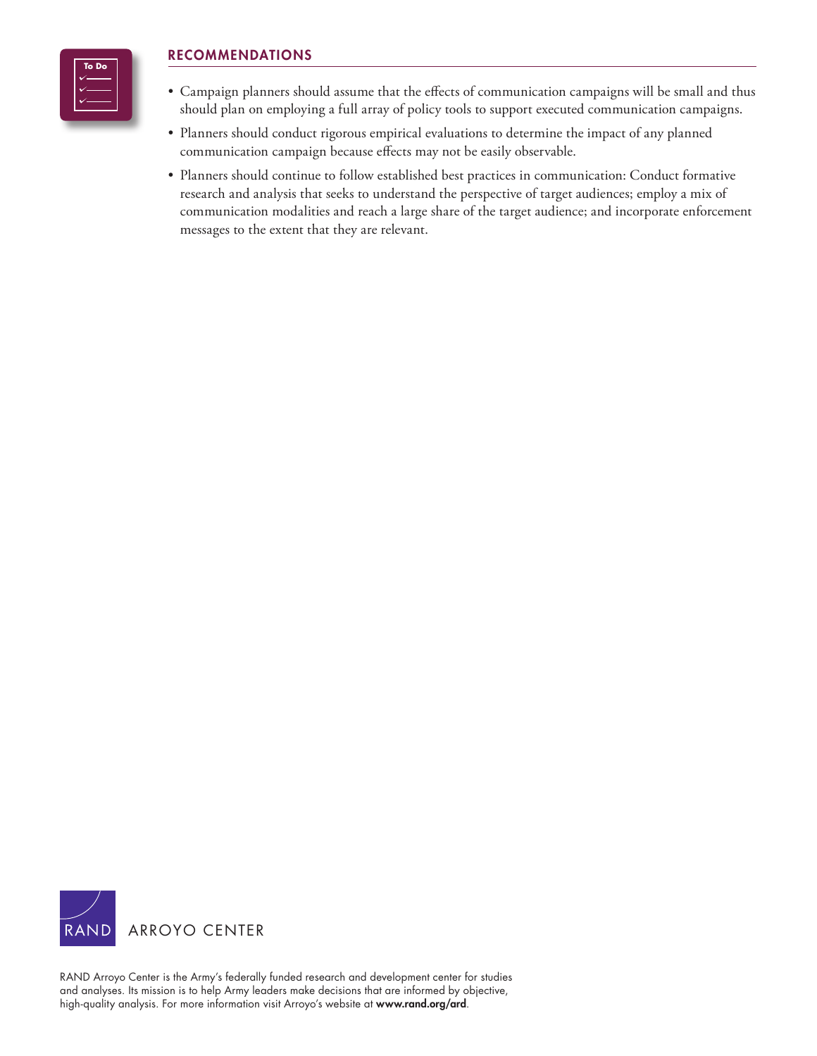## RECOMMENDATIONS

- Campaign planners should assume that the effects of communication campaigns will be small and thus should plan on employing a full array of policy tools to support executed communication campaigns.
- Planners should conduct rigorous empirical evaluations to determine the impact of any planned communication campaign because effects may not be easily observable.
- Planners should continue to follow established best practices in communication: Conduct formative research and analysis that seeks to understand the perspective of target audiences; employ a mix of communication modalities and reach a large share of the target audience; and incorporate enforcement messages to the extent that they are relevant.

RAND ARROYO CENTER

RAND Arroyo Center is the Army's federally funded research and development center for studies and analyses. Its mission is to help Army leaders make decisions that are informed by objective, high-quality analysis. For more information visit Arroyo's website at **www.rand.org/ard**.